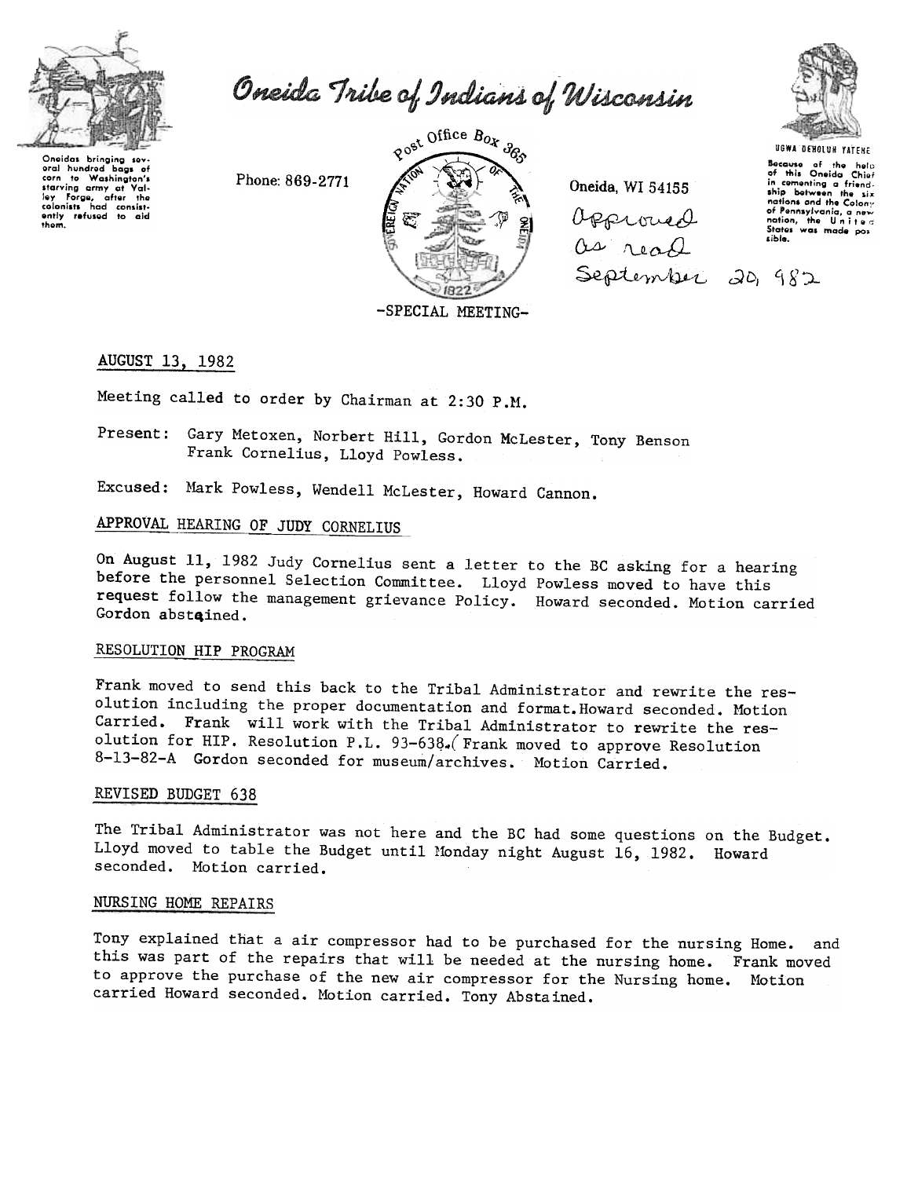# Oneida Tribe of Indians of Wisconsin

Oneidas bringing several hundred bags of corn to Washington's starving army at Valley Forge, after the colonists had consistently refused to aid them.

Phone: 869-2771

Post Office Box 365

Oneida, WI 54155

UGWA DEHOLUH YATEHE

Because of the help of this Oneida Chief in cementing a friendship between the six nations and the Colony of Pennsylvania, a new nation, the United States was made possible.

Approved as read September 20, 982

-SPECIAL MEETING-

## AUGUST 13, 1982

Meeting called to order by Chairman at 2:30 P.M.

Present: Gary Metoxen, Norbert Hill, Gordon McLester, Tony Benson Frank Cornelius, Lloyd Powless.

Excused: Mark Powless, Wendell McLester, Howard Cannon.

### APPROVAL HEARING OF JUDY CORNELIUS

On August 11, 1982 Judy Cornelius sent a letter to the BC asking for a hearing before the personnel Selection Committee. Lloyd Powless moved to have this request follow the management grievance Policy. Howard seconded. Motion carried Gordon abstained.

### RESOLUTION HIP PROGRAM

Frank moved to send this back to the Tribal Administrator and rewrite the resolution including the proper documentation and format. Howard seconded. Motion Carried. Frank will work with the Tribal Administrator to rewrite the resolution for HIP. Resolution P.L. 93-638.( Frank moved to approve Resolution 8-13-82-A Gordon seconded for museum/archives. Motion Carried.

### REVISED BUDGET 638

The Tribal Administrator was not here and the BC had some questions on the Budget. Lloyd moved to table the Budget until Monday night August 16, 1982. Howard seconded. Motion carried.

### NURSING HOME REPAIRS

Tony explained that a air compressor had to be purchased for the nursing Home. and this was part of the repairs that will be needed at the nursing home. Frank moved to approve the purchase of the new air compressor for the Nursing home. Motion carried Howard seconded. Motion carried. Tony Abstained.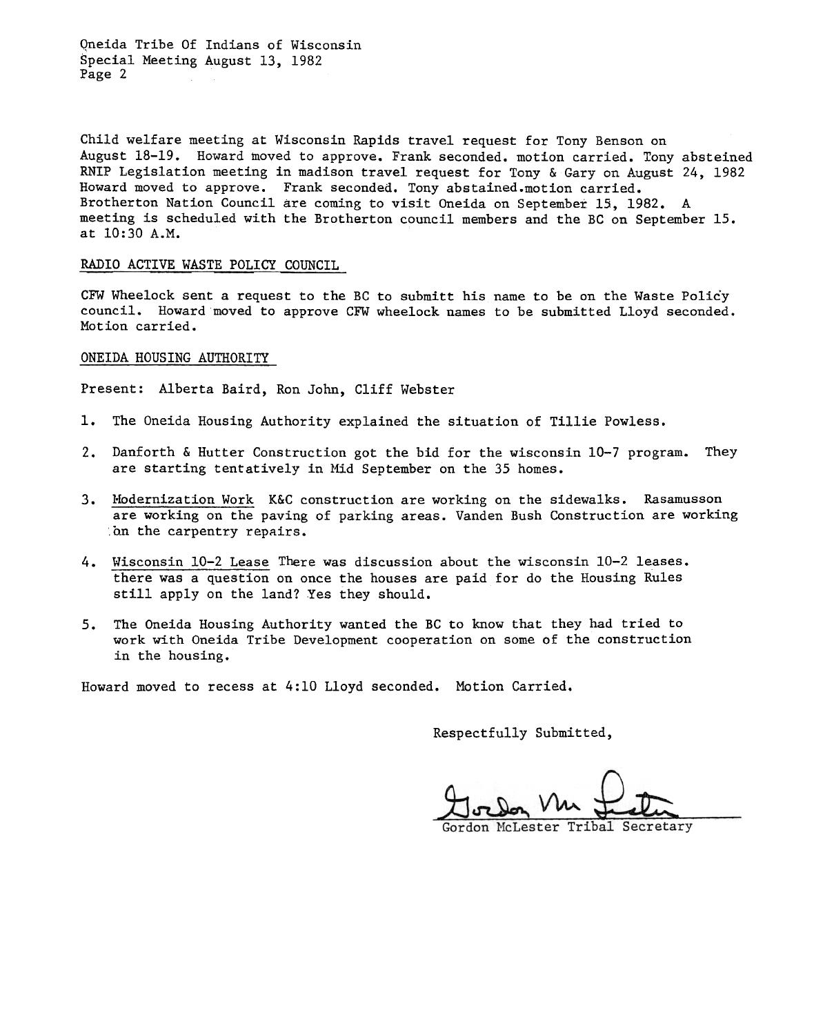Child welfare meeting at Wisconsin Rapids travel request for Tony Benson on August 18-19. Howard moved to approve. Frank seconded. motion carried. Tony absteined RNIP Legislation meeting in madison travel request for Tony & Gary on August 24, 1982 Howard moved to approve. Frank seconded. Tony abstained.motion carried. Brotherton Nation Council are coming to visit Oneida on September 15, 1982. A meeting is scheduled with the Brotherton council members and the BC on September 15. at 10:30 A.M.

RADIO ACTIVE WASTE POLICY COUNCIL

CFW Wheelock sent a request to the BC to submitt his name to be on the Waste Policy council. Howard moved to approve CFW wheelock names to be submitted Lloyd seconded. Motion carried.

ONEIDA HOUSING AUTHORITY

Present: Alberta Baird, Ron John, Cliff Webster

1. The Oneida Housing Authority explained the situation of Tillie Powless.
2. Danforth & Hutter Construction got the bid for the wisconsin 10-7 program. They are starting tentatively in Mid September on the 35 homes.
3. Modernization Work K&C construction are working on the sidewalks. Rasamusson are working on the paving of parking areas. Vanden Bush Construction are working on the carpentry repairs.
4. Wisconsin 10-2 Lease There was discussion about the wisconsin 10-2 leases. there was a question on once the houses are paid for do the Housing Rules still apply on the land? Yes they should.
5. The Oneida Housing Authority wanted the BC to know that they had tried to work with Oneida Tribe Development cooperation on some of the construction in the housing.

Howard moved to recess at 4:10 Lloyd seconded. Motion Carried.

Respectfully Submitted,

Gordon McLester Tribal Secretary